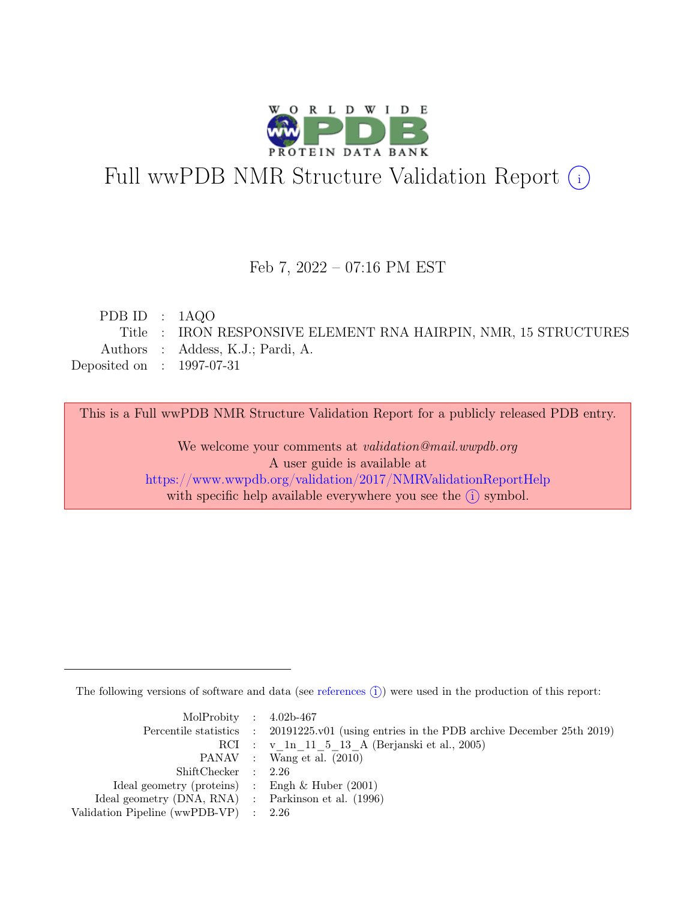# Full wwPDB NMR Structure Validation Report (i)

Feb 7, 2022 – 07:16 PM EST

| | | |
|---|---|---|
| PDB ID | : | 1AQO |
| Title | : | IRON RESPONSIVE ELEMENT RNA HAIRPIN, NMR, 15 STRUCTURES |
| Authors | : | Addess, K.J.; Pardi, A. |
| Deposited on | : | 1997-07-31 |

This is a Full wwPDB NMR Structure Validation Report for a publicly released PDB entry.

We welcome your comments at *validation@mail.wwpdb.org*
A user guide is available at
https://www.wwpdb.org/validation/2017/NMRValidationReportHelp
with specific help available everywhere you see the (i) symbol.

---

The following versions of software and data (see references (i)) were used in the production of this report:

| | | |
|---|---|---|
| MolProbity | : | 4.02b-467 |
| Percentile statistics | : | 20191225.v01 (using entries in the PDB archive December 25th 2019) |
| RCI | : | v_1n_11_5_13_A (Berjanski et al., 2005) |
| PANAV | : | Wang et al. (2010) |
| ShiftChecker | : | 2.26 |
| Ideal geometry (proteins) | : | Engh & Huber (2001) |
| Ideal geometry (DNA, RNA) | : | Parkinson et al. (1996) |
| Validation Pipeline (wwPDB-VP) | : | 2.26 |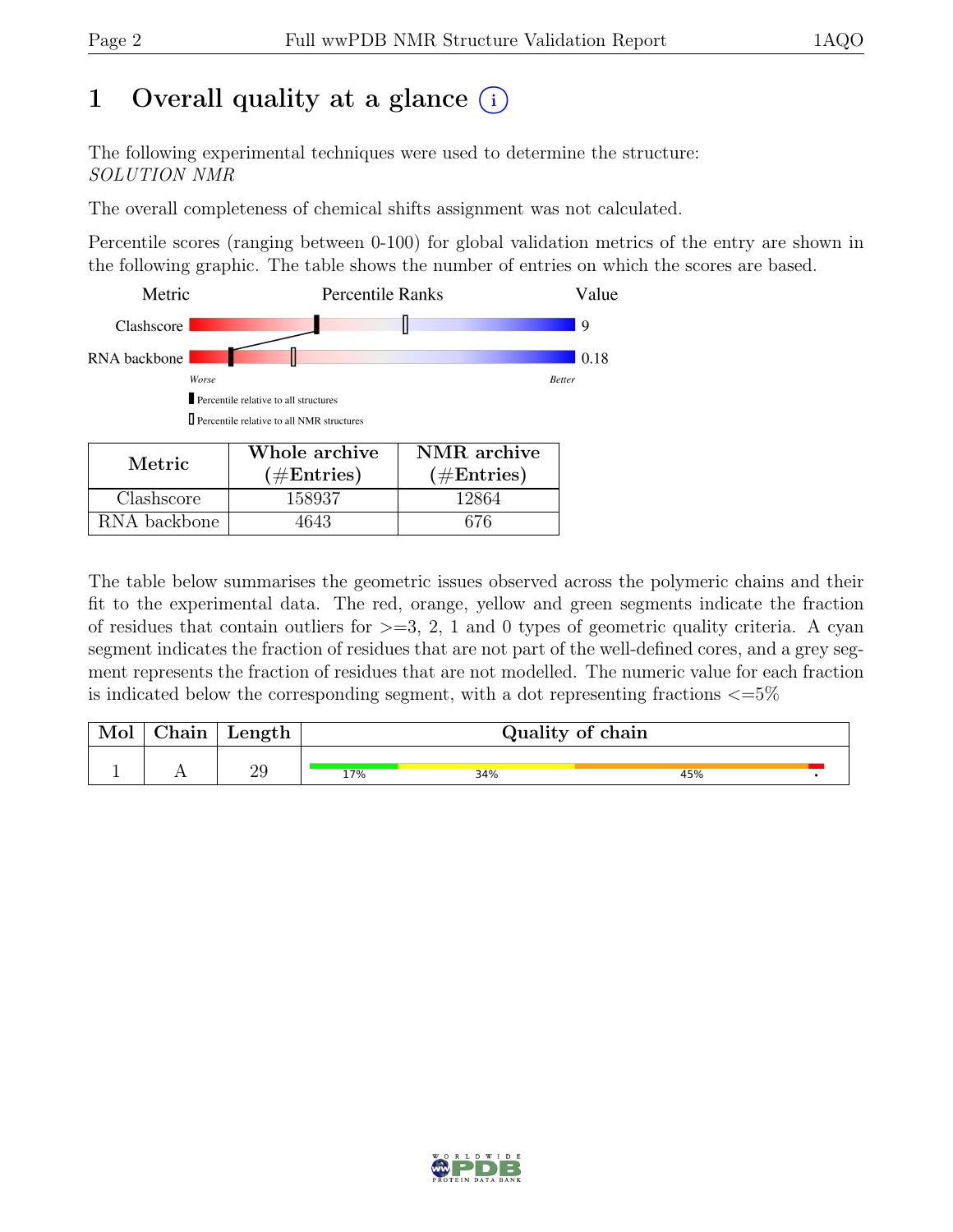# 1 Overall quality at a glance (i)

The following experimental techniques were used to determine the structure:
*SOLUTION NMR*

The overall completeness of chemical shifts assignment was not calculated.

Percentile scores (ranging between 0-100) for global validation metrics of the entry are shown in the following graphic. The table shows the number of entries on which the scores are based.

| Metric | Percentile Ranks | Value |
|---|---|---|
| Clashscore | | 9 |
| RNA backbone | | 0.18 |

Worse — Better

Percentile relative to all structures

Percentile relative to all NMR structures

| Metric | Whole archive (#Entries) | NMR archive (#Entries) |
|---|---|---|
| Clashscore | 158937 | 12864 |
| RNA backbone | 4643 | 676 |

The table below summarises the geometric issues observed across the polymeric chains and their fit to the experimental data. The red, orange, yellow and green segments indicate the fraction of residues that contain outliers for >=3, 2, 1 and 0 types of geometric quality criteria. A cyan segment indicates the fraction of residues that are not part of the well-defined cores, and a grey segment represents the fraction of residues that are not modelled. The numeric value for each fraction is indicated below the corresponding segment, with a dot representing fractions <=5%

| Mol | Chain | Length | Quality of chain |
|---|---|---|---|
| 1 | A | 29 | 17% 34% 45% • |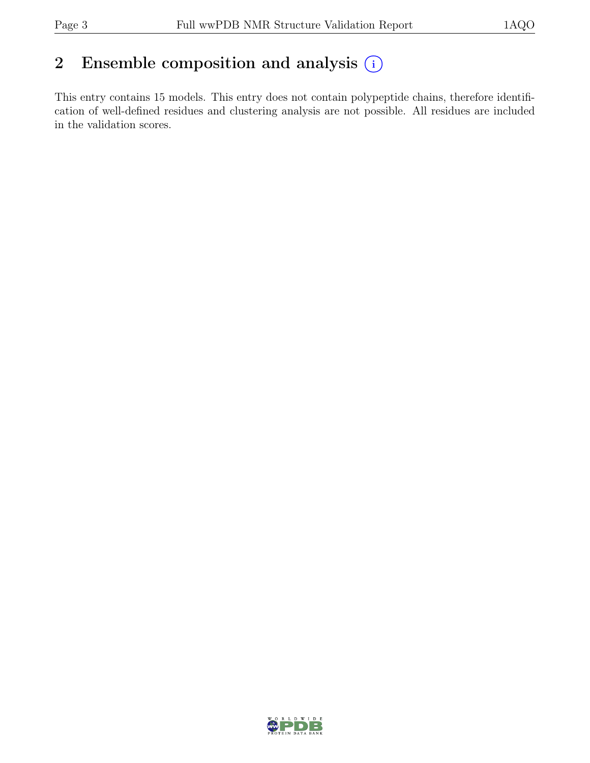## 2 Ensemble composition and analysis

This entry contains 15 models. This entry does not contain polypeptide chains, therefore identification of well-defined residues and clustering analysis are not possible. All residues are included in the validation scores.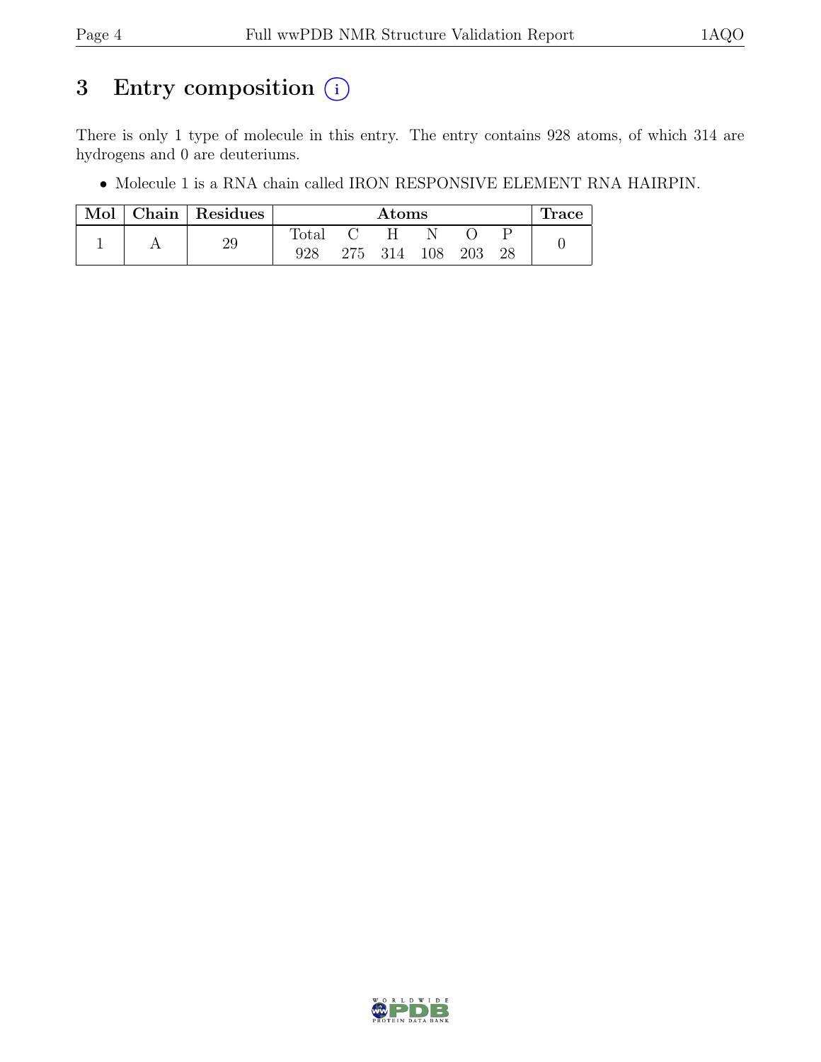# 3 Entry composition (i)

There is only 1 type of molecule in this entry. The entry contains 928 atoms, of which 314 are hydrogens and 0 are deuteriums.

- Molecule 1 is a RNA chain called IRON RESPONSIVE ELEMENT RNA HAIRPIN.

| Mol | Chain | Residues | Atoms | | | | | | Trace |
|---|---|---|---|---|---|---|---|---|---|
| | | | Total | C | H | N | O | P | |
| 1 | A | 29 | 928 | 275 | 314 | 108 | 203 | 28 | 0 |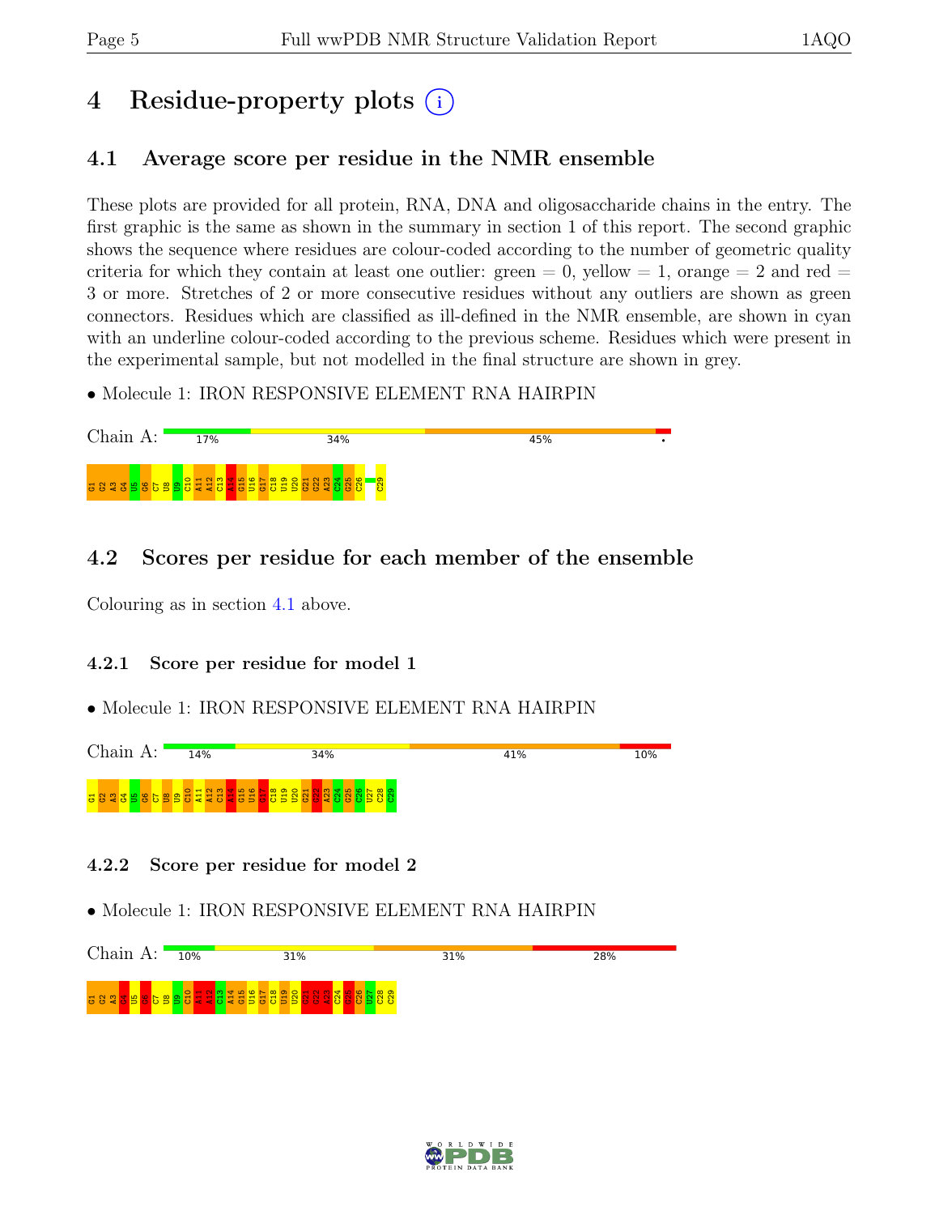# 4 Residue-property plots

## 4.1 Average score per residue in the NMR ensemble

These plots are provided for all protein, RNA, DNA and oligosaccharide chains in the entry. The first graphic is the same as shown in the summary in section 1 of this report. The second graphic shows the sequence where residues are colour-coded according to the number of geometric quality criteria for which they contain at least one outlier: green = 0, yellow = 1, orange = 2 and red = 3 or more. Stretches of 2 or more consecutive residues without any outliers are shown as green connectors. Residues which are classified as ill-defined in the NMR ensemble, are shown in cyan with an underline colour-coded according to the previous scheme. Residues which were present in the experimental sample, but not modelled in the final structure are shown in grey.

- Molecule 1: IRON RESPONSIVE ELEMENT RNA HAIRPIN

Chain A: 17% | 34% | 45% | •

G1 G2 A3 G4 U5 G6 C7 U8 U9 C10 A11 A12 C13 A14 G15 U16 G17 C18 U19 U20 G21 G22 A23 C24 G25 C26 C29

## 4.2 Scores per residue for each member of the ensemble

Colouring as in section 4.1 above.

### 4.2.1 Score per residue for model 1

- Molecule 1: IRON RESPONSIVE ELEMENT RNA HAIRPIN

Chain A: 14% | 34% | 41% | 10%

G1 G2 A3 G4 U5 G6 C7 U8 U9 C10 A11 A12 C13 A14 G15 U16 G17 C18 U19 U20 G21 G22 A23 C24 G25 C26 U27 C28 C29

### 4.2.2 Score per residue for model 2

- Molecule 1: IRON RESPONSIVE ELEMENT RNA HAIRPIN

Chain A: 10% | 31% | 31% | 28%

G1 G2 A3 G4 U5 G6 C7 U8 U9 C10 A11 A12 C13 A14 G15 U16 G17 C18 U19 U20 G21 G22 A23 C24 G25 C26 U27 C28 C29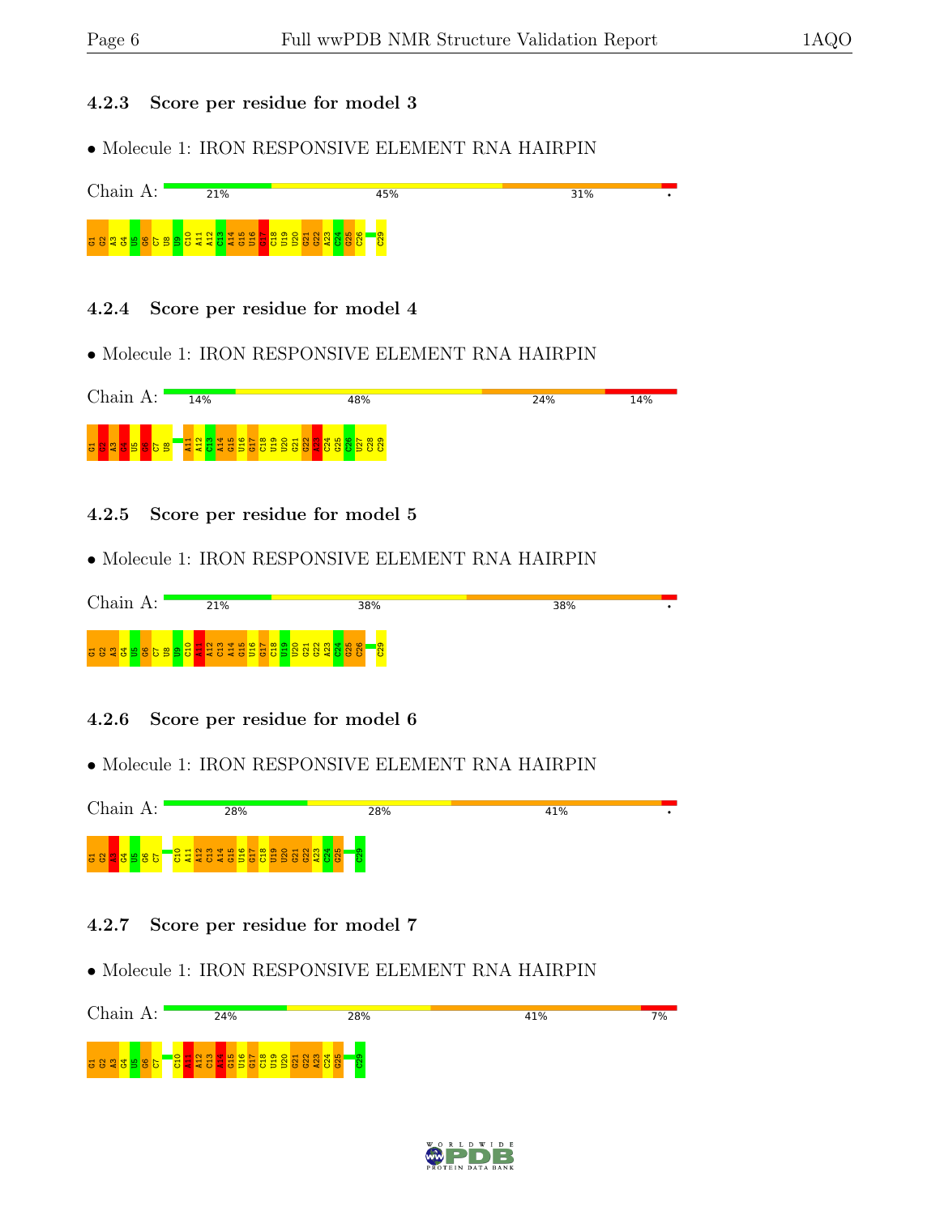### 4.2.3 Score per residue for model 3

• Molecule 1: IRON RESPONSIVE ELEMENT RNA HAIRPIN

Chain A: 21% 45% 31% •

G1 G2 A3 G4 U5 G6 C7 U8 U9 C10 A11 A12 C13 A14 G15 U16 G17 C18 U19 U20 G21 G22 A23 C24 G25 C26 C29

### 4.2.4 Score per residue for model 4

• Molecule 1: IRON RESPONSIVE ELEMENT RNA HAIRPIN

Chain A: 14% 48% 24% 14%

G1 G2 A3 G4 U5 G6 C7 U8 A11 A12 C13 A14 G15 U16 G17 C18 U19 U20 G21 G22 A23 C24 G25 C26 U27 C28 C29

### 4.2.5 Score per residue for model 5

• Molecule 1: IRON RESPONSIVE ELEMENT RNA HAIRPIN

Chain A: 21% 38% 38% •

G1 G2 A3 G4 U5 G6 C7 U8 U9 C10 A11 A12 C13 A14 G15 U16 G17 C18 U19 U20 G21 G22 A23 C24 G25 C26 C29

### 4.2.6 Score per residue for model 6

• Molecule 1: IRON RESPONSIVE ELEMENT RNA HAIRPIN

Chain A: 28% 28% 41% •

G1 G2 A3 G4 U5 G6 C7 C10 A11 A12 C13 A14 G15 U16 G17 C18 U19 U20 G21 G22 A23 C24 G25 C29

### 4.2.7 Score per residue for model 7

• Molecule 1: IRON RESPONSIVE ELEMENT RNA HAIRPIN

Chain A: 24% 28% 41% 7%

G1 G2 A3 G4 U5 G6 C7 C10 A11 A12 C13 A14 G15 U16 G17 C18 U19 U20 G21 G22 A23 C24 G25 C29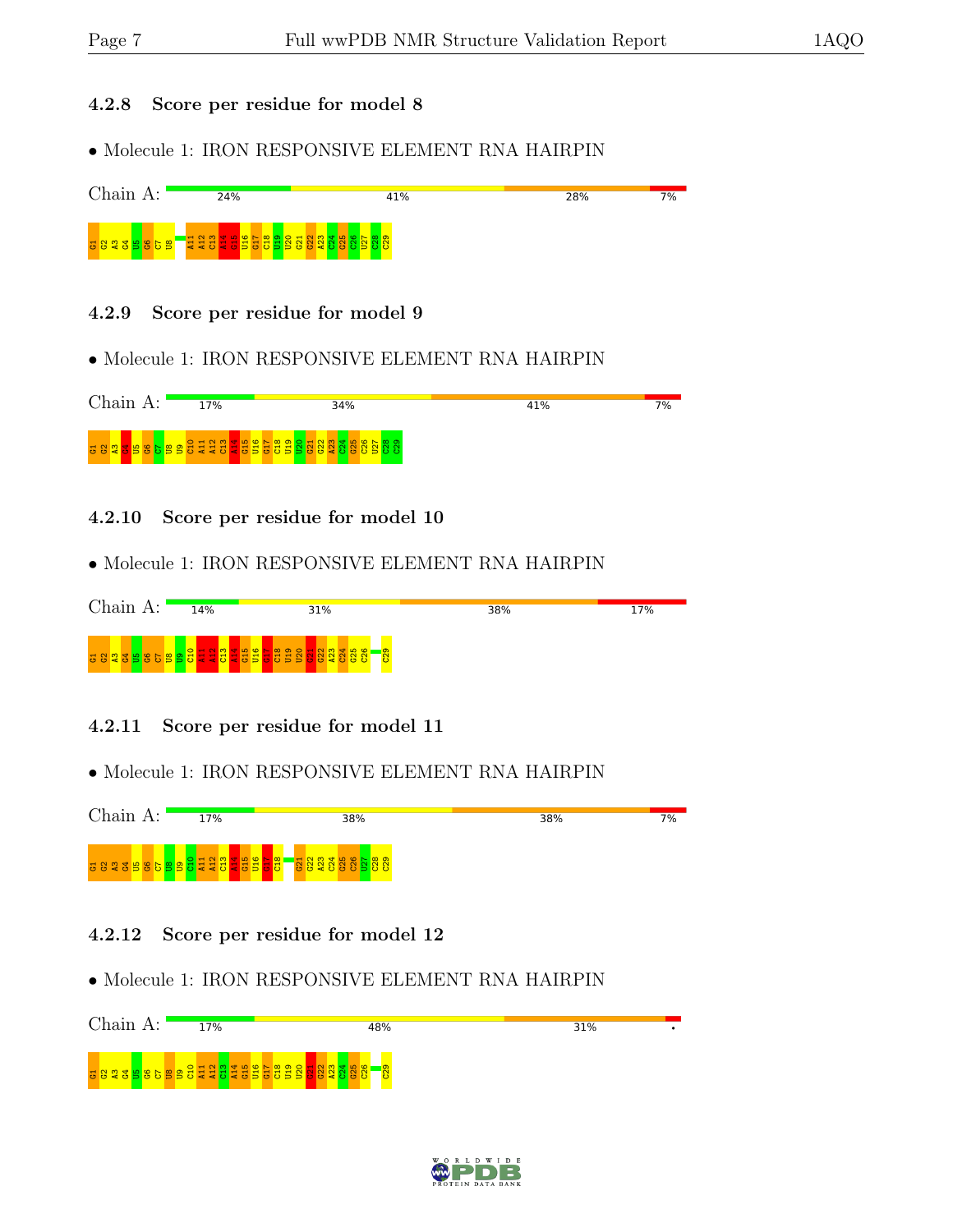### 4.2.8 Score per residue for model 8

• Molecule 1: IRON RESPONSIVE ELEMENT RNA HAIRPIN

Chain A: 24% | 41% | 28% | 7%

G1 G2 A3 G4 U5 G6 C7 U8 A11 A12 C13 A14 C15 U16 G17 C18 U19 U20 G21 G22 A23 C24 G25 C26 U27 C28 C29

### 4.2.9 Score per residue for model 9

• Molecule 1: IRON RESPONSIVE ELEMENT RNA HAIRPIN

Chain A: 17% | 34% | 41% | 7%

G1 G2 A3 G4 U5 G6 C7 U8 U9 C10 A11 A12 C13 A14 G15 U16 G17 C18 U19 U20 G21 G22 A23 C24 G25 C26 U27 C28 C29

### 4.2.10 Score per residue for model 10

• Molecule 1: IRON RESPONSIVE ELEMENT RNA HAIRPIN

Chain A: 14% | 31% | 38% | 17%

G1 G2 A3 G4 U5 G6 C7 U8 U9 C10 A11 A12 C13 A14 G15 U16 G17 C18 U19 U20 G21 G22 A23 C24 G25 C26 C29

### 4.2.11 Score per residue for model 11

• Molecule 1: IRON RESPONSIVE ELEMENT RNA HAIRPIN

Chain A: 17% | 38% | 38% | 7%

G1 G2 A3 G4 U5 G6 C7 U8 U9 C10 A11 A12 C13 A14 G15 U16 G17 C18 G21 G22 A23 C24 G25 C26 U27 C28 C29

### 4.2.12 Score per residue for model 12

• Molecule 1: IRON RESPONSIVE ELEMENT RNA HAIRPIN

Chain A: 17% | 48% | 31% | •

G1 G2 A3 G4 U5 G6 C7 U8 U9 C10 A11 A12 C13 A14 G15 U16 G17 C18 U19 U20 G21 G22 A23 C24 G25 C26 C29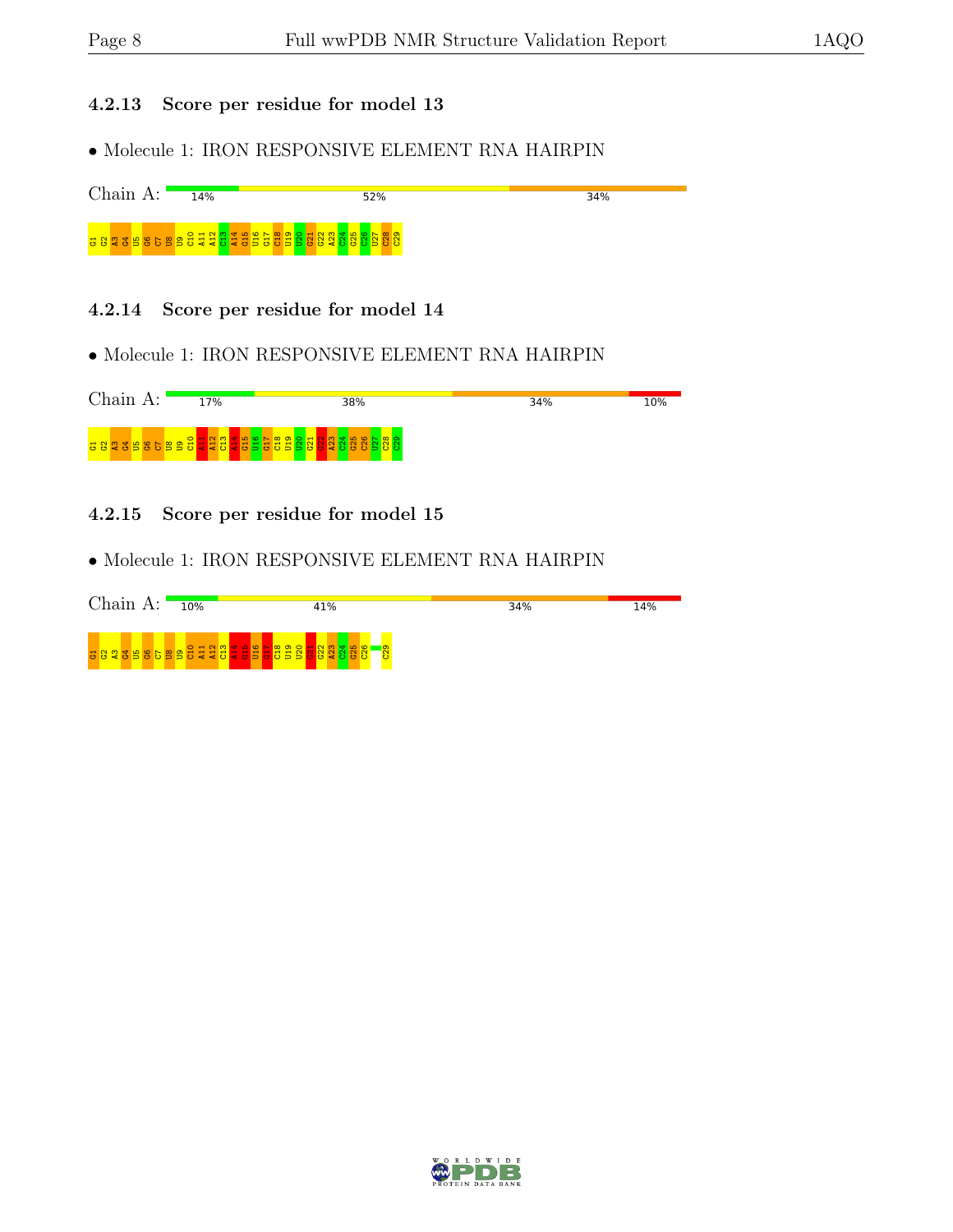### 4.2.13 Score per residue for model 13

• Molecule 1: IRON RESPONSIVE ELEMENT RNA HAIRPIN

Chain A: 14% 52% 34%

G1 G2 A3 G4 U5 G6 C7 U8 U9 C10 A11 A12 C13 A14 G15 U16 G17 C18 U19 U20 C21 G22 A23 C24 G25 C26 U27 C28 C29

### 4.2.14 Score per residue for model 14

• Molecule 1: IRON RESPONSIVE ELEMENT RNA HAIRPIN

Chain A: 17% 38% 34% 10%

G1 G2 A3 G4 U5 G6 C7 U8 U9 C10 A11 A12 C13 A14 G15 U16 G17 C18 U19 U20 C21 G22 A23 C24 G25 C26 U27 C28 C29

### 4.2.15 Score per residue for model 15

• Molecule 1: IRON RESPONSIVE ELEMENT RNA HAIRPIN

Chain A: 10% 41% 34% 14%

G1 G2 A3 G4 U5 G6 C7 U8 U9 C10 A11 A12 C13 A14 G15 U16 G17 C18 U19 U20 C21 G22 A23 C24 G25 C26 C29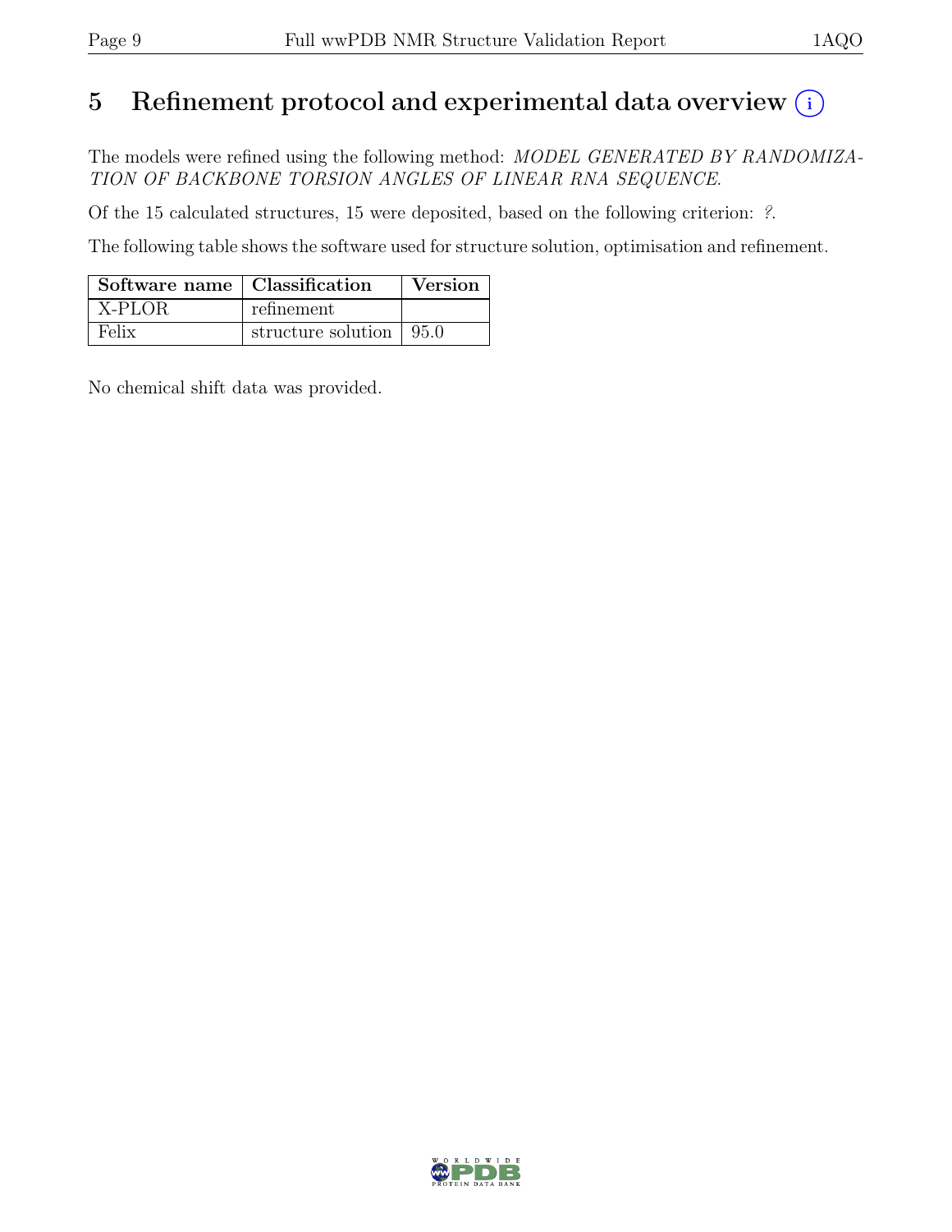# 5 Refinement protocol and experimental data overview (i)

The models were refined using the following method: *MODEL GENERATED BY RANDOMIZATION OF BACKBONE TORSION ANGLES OF LINEAR RNA SEQUENCE.*

Of the 15 calculated structures, 15 were deposited, based on the following criterion: *?*.

The following table shows the software used for structure solution, optimisation and refinement.

| Software name | Classification | Version |
| --- | --- | --- |
| X-PLOR | refinement | |
| Felix | structure solution | 95.0 |

No chemical shift data was provided.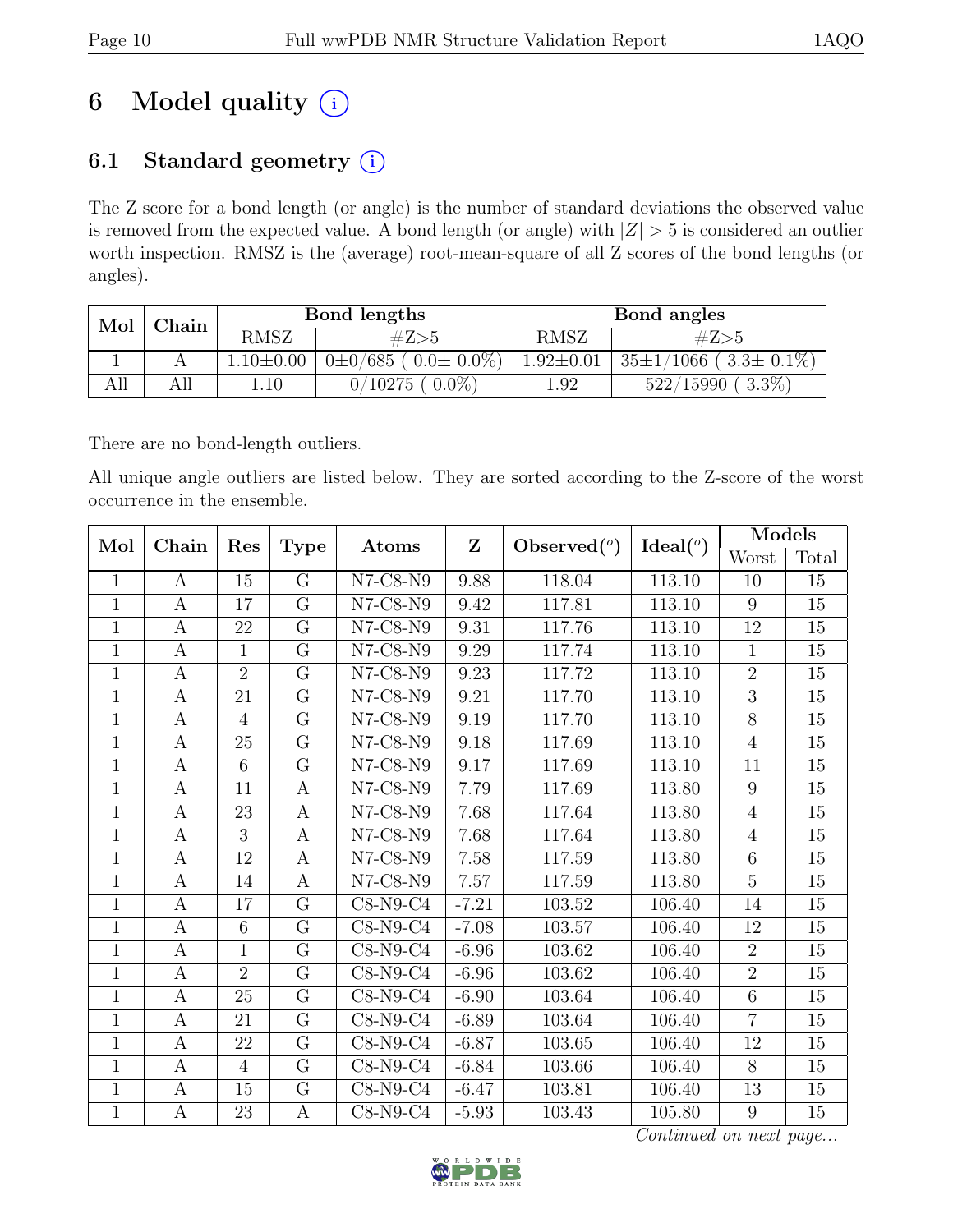# 6 Model quality

## 6.1 Standard geometry

The Z score for a bond length (or angle) is the number of standard deviations the observed value is removed from the expected value. A bond length (or angle) with $|Z| > 5$ is considered an outlier worth inspection. RMSZ is the (average) root-mean-square of all Z scores of the bond lengths (or angles).

| Mol | Chain | Bond lengths | | Bond angles | |
|---|---|---|---|---|---|
| | | RMSZ | #Z>5 | RMSZ | #Z>5 |
| 1 | A | 1.10±0.00 | 0±0/685 ( 0.0± 0.0%) | 1.92±0.01 | 35±1/1066 ( 3.3± 0.1%) |
| All | All | 1.10 | 0/10275 ( 0.0%) | 1.92 | 522/15990 ( 3.3%) |

There are no bond-length outliers.

All unique angle outliers are listed below. They are sorted according to the Z-score of the worst occurrence in the ensemble.

| Mol | Chain | Res | Type | Atoms | Z | Observed(°) | Ideal(°) | Models | |
|---|---|---|---|---|---|---|---|---|---|
| | | | | | | | | Worst | Total |
| 1 | A | 15 | G | N7-C8-N9 | 9.88 | 118.04 | 113.10 | 10 | 15 |
| 1 | A | 17 | G | N7-C8-N9 | 9.42 | 117.81 | 113.10 | 9 | 15 |
| 1 | A | 22 | G | N7-C8-N9 | 9.31 | 117.76 | 113.10 | 12 | 15 |
| 1 | A | 1 | G | N7-C8-N9 | 9.29 | 117.74 | 113.10 | 1 | 15 |
| 1 | A | 2 | G | N7-C8-N9 | 9.23 | 117.72 | 113.10 | 2 | 15 |
| 1 | A | 21 | G | N7-C8-N9 | 9.21 | 117.70 | 113.10 | 3 | 15 |
| 1 | A | 4 | G | N7-C8-N9 | 9.19 | 117.70 | 113.10 | 8 | 15 |
| 1 | A | 25 | G | N7-C8-N9 | 9.18 | 117.69 | 113.10 | 4 | 15 |
| 1 | A | 6 | G | N7-C8-N9 | 9.17 | 117.69 | 113.10 | 11 | 15 |
| 1 | A | 11 | A | N7-C8-N9 | 7.79 | 117.69 | 113.80 | 9 | 15 |
| 1 | A | 23 | A | N7-C8-N9 | 7.68 | 117.64 | 113.80 | 4 | 15 |
| 1 | A | 3 | A | N7-C8-N9 | 7.68 | 117.64 | 113.80 | 4 | 15 |
| 1 | A | 12 | A | N7-C8-N9 | 7.58 | 117.59 | 113.80 | 6 | 15 |
| 1 | A | 14 | A | N7-C8-N9 | 7.57 | 117.59 | 113.80 | 5 | 15 |
| 1 | A | 17 | G | C8-N9-C4 | -7.21 | 103.52 | 106.40 | 14 | 15 |
| 1 | A | 6 | G | C8-N9-C4 | -7.08 | 103.57 | 106.40 | 12 | 15 |
| 1 | A | 1 | G | C8-N9-C4 | -6.96 | 103.62 | 106.40 | 2 | 15 |
| 1 | A | 2 | G | C8-N9-C4 | -6.96 | 103.62 | 106.40 | 2 | 15 |
| 1 | A | 25 | G | C8-N9-C4 | -6.90 | 103.64 | 106.40 | 6 | 15 |
| 1 | A | 21 | G | C8-N9-C4 | -6.89 | 103.64 | 106.40 | 7 | 15 |
| 1 | A | 22 | G | C8-N9-C4 | -6.87 | 103.65 | 106.40 | 12 | 15 |
| 1 | A | 4 | G | C8-N9-C4 | -6.84 | 103.66 | 106.40 | 8 | 15 |
| 1 | A | 15 | G | C8-N9-C4 | -6.47 | 103.81 | 106.40 | 13 | 15 |
| 1 | A | 23 | A | C8-N9-C4 | -5.93 | 103.43 | 105.80 | 9 | 15 |

*Continued on next page...*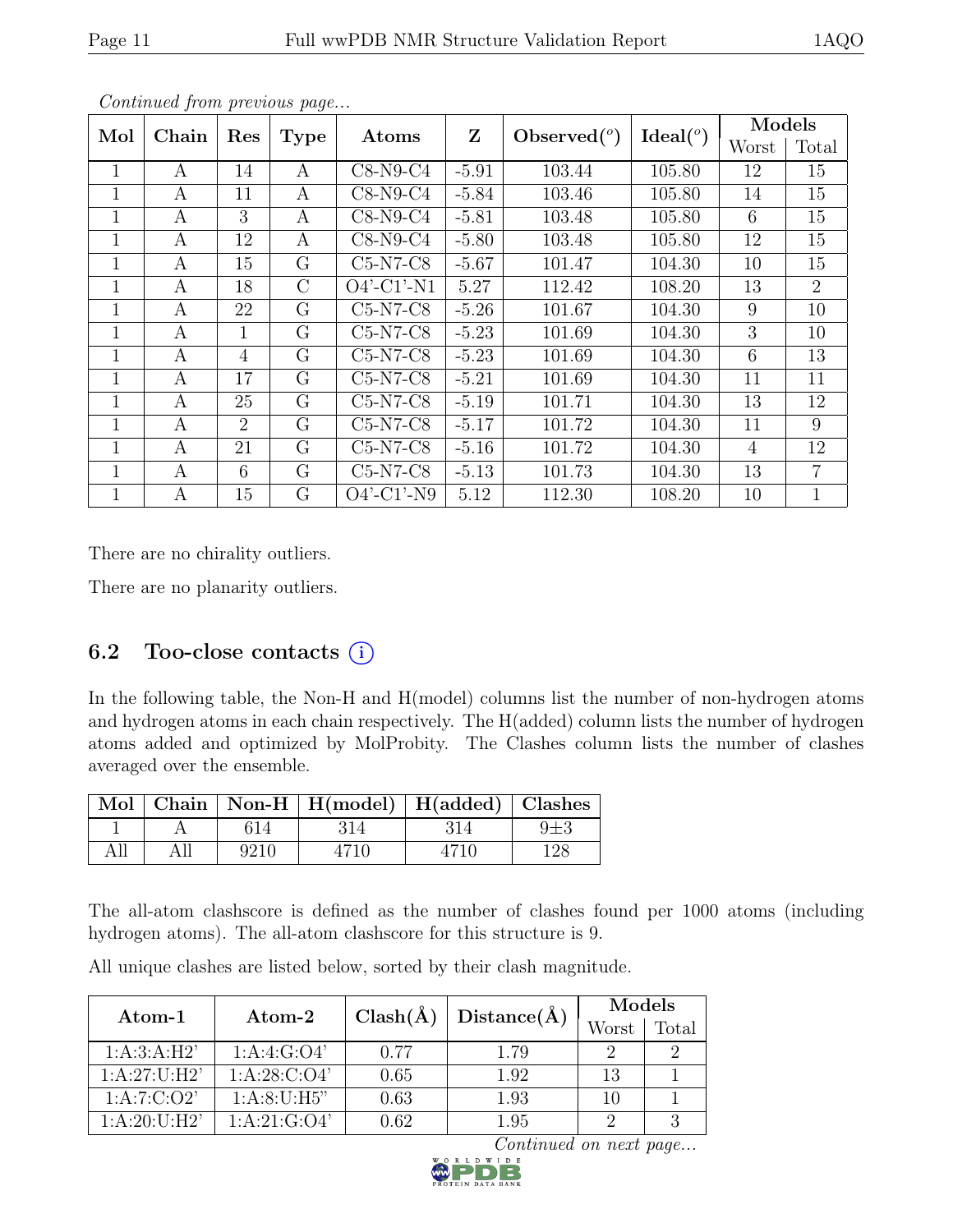*Continued from previous page...*

| Mol | Chain | Res | Type | Atoms | Z | Observed(°) | Ideal(°) | Models | |
|---|---|---|---|---|---|---|---|---|---|
| | | | | | | | | Worst | Total |
| 1 | A | 14 | A | C8-N9-C4 | -5.91 | 103.44 | 105.80 | 12 | 15 |
| 1 | A | 11 | A | C8-N9-C4 | -5.84 | 103.46 | 105.80 | 14 | 15 |
| 1 | A | 3 | A | C8-N9-C4 | -5.81 | 103.48 | 105.80 | 6 | 15 |
| 1 | A | 12 | A | C8-N9-C4 | -5.80 | 103.48 | 105.80 | 12 | 15 |
| 1 | A | 15 | G | C5-N7-C8 | -5.67 | 101.47 | 104.30 | 10 | 15 |
| 1 | A | 18 | C | O4'-C1'-N1 | 5.27 | 112.42 | 108.20 | 13 | 2 |
| 1 | A | 22 | G | C5-N7-C8 | -5.26 | 101.67 | 104.30 | 9 | 10 |
| 1 | A | 1 | G | C5-N7-C8 | -5.23 | 101.69 | 104.30 | 3 | 10 |
| 1 | A | 4 | G | C5-N7-C8 | -5.23 | 101.69 | 104.30 | 6 | 13 |
| 1 | A | 17 | G | C5-N7-C8 | -5.21 | 101.69 | 104.30 | 11 | 11 |
| 1 | A | 25 | G | C5-N7-C8 | -5.19 | 101.71 | 104.30 | 13 | 12 |
| 1 | A | 2 | G | C5-N7-C8 | -5.17 | 101.72 | 104.30 | 11 | 9 |
| 1 | A | 21 | G | C5-N7-C8 | -5.16 | 101.72 | 104.30 | 4 | 12 |
| 1 | A | 6 | G | C5-N7-C8 | -5.13 | 101.73 | 104.30 | 13 | 7 |
| 1 | A | 15 | G | O4'-C1'-N9 | 5.12 | 112.30 | 108.20 | 10 | 1 |

There are no chirality outliers.

There are no planarity outliers.

## 6.2 Too-close contacts

In the following table, the Non-H and H(model) columns list the number of non-hydrogen atoms and hydrogen atoms in each chain respectively. The H(added) column lists the number of hydrogen atoms added and optimized by MolProbity. The Clashes column lists the number of clashes averaged over the ensemble.

| Mol | Chain | Non-H | H(model) | H(added) | Clashes |
|---|---|---|---|---|---|
| 1 | A | 614 | 314 | 314 | 9±3 |
| All | All | 9210 | 4710 | 4710 | 128 |

The all-atom clashscore is defined as the number of clashes found per 1000 atoms (including hydrogen atoms). The all-atom clashscore for this structure is 9.

All unique clashes are listed below, sorted by their clash magnitude.

| Atom-1 | Atom-2 | Clash(Å) | Distance(Å) | Models | |
|---|---|---|---|---|---|
| | | | | Worst | Total |
| 1:A:3:A:H2' | 1:A:4:G:O4' | 0.77 | 1.79 | 2 | 2 |
| 1:A:27:U:H2' | 1:A:28:C:O4' | 0.65 | 1.92 | 13 | 1 |
| 1:A:7:C:O2' | 1:A:8:U:H5" | 0.63 | 1.93 | 10 | 1 |
| 1:A:20:U:H2' | 1:A:21:G:O4' | 0.62 | 1.95 | 2 | 3 |

*Continued on next page...*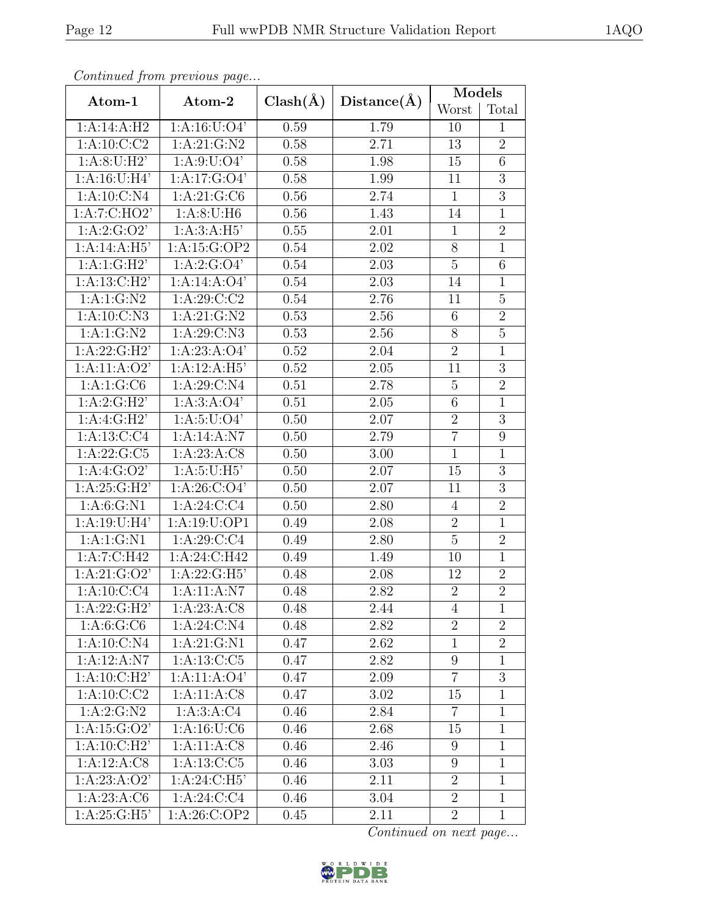*Continued from previous page...*

| Atom-1 | Atom-2 | Clash(Å) | Distance(Å) | Models | |
|---|---|---|---|---|---|
| | | | | Worst | Total |
| 1:A:14:A:H2 | 1:A:16:U:O4' | 0.59 | 1.79 | 10 | 1 |
| 1:A:10:C:C2 | 1:A:21:G:N2 | 0.58 | 2.71 | 13 | 2 |
| 1:A:8:U:H2' | 1:A:9:U:O4' | 0.58 | 1.98 | 15 | 6 |
| 1:A:16:U:H4' | 1:A:17:G:O4' | 0.58 | 1.99 | 11 | 3 |
| 1:A:10:C:N4 | 1:A:21:G:C6 | 0.56 | 2.74 | 1 | 3 |
| 1:A:7:C:HO2' | 1:A:8:U:H6 | 0.56 | 1.43 | 14 | 1 |
| 1:A:2:G:O2' | 1:A:3:A:H5' | 0.55 | 2.01 | 1 | 2 |
| 1:A:14:A:H5' | 1:A:15:G:OP2 | 0.54 | 2.02 | 8 | 1 |
| 1:A:1:G:H2' | 1:A:2:G:O4' | 0.54 | 2.03 | 5 | 6 |
| 1:A:13:C:H2' | 1:A:14:A:O4' | 0.54 | 2.03 | 14 | 1 |
| 1:A:1:G:N2 | 1:A:29:C:C2 | 0.54 | 2.76 | 11 | 5 |
| 1:A:10:C:N3 | 1:A:21:G:N2 | 0.53 | 2.56 | 6 | 2 |
| 1:A:1:G:N2 | 1:A:29:C:N3 | 0.53 | 2.56 | 8 | 5 |
| 1:A:22:G:H2' | 1:A:23:A:O4' | 0.52 | 2.04 | 2 | 1 |
| 1:A:11:A:O2' | 1:A:12:A:H5' | 0.52 | 2.05 | 11 | 3 |
| 1:A:1:G:C6 | 1:A:29:C:N4 | 0.51 | 2.78 | 5 | 2 |
| 1:A:2:G:H2' | 1:A:3:A:O4' | 0.51 | 2.05 | 6 | 1 |
| 1:A:4:G:H2' | 1:A:5:U:O4' | 0.50 | 2.07 | 2 | 3 |
| 1:A:13:C:C4 | 1:A:14:A:N7 | 0.50 | 2.79 | 7 | 9 |
| 1:A:22:G:C5 | 1:A:23:A:C8 | 0.50 | 3.00 | 1 | 1 |
| 1:A:4:G:O2' | 1:A:5:U:H5' | 0.50 | 2.07 | 15 | 3 |
| 1:A:25:G:H2' | 1:A:26:C:O4' | 0.50 | 2.07 | 11 | 3 |
| 1:A:6:G:N1 | 1:A:24:C:C4 | 0.50 | 2.80 | 4 | 2 |
| 1:A:19:U:H4' | 1:A:19:U:OP1 | 0.49 | 2.08 | 2 | 1 |
| 1:A:1:G:N1 | 1:A:29:C:C4 | 0.49 | 2.80 | 5 | 2 |
| 1:A:7:C:H42 | 1:A:24:C:H42 | 0.49 | 1.49 | 10 | 1 |
| 1:A:21:G:O2' | 1:A:22:G:H5' | 0.48 | 2.08 | 12 | 2 |
| 1:A:10:C:C4 | 1:A:11:A:N7 | 0.48 | 2.82 | 2 | 2 |
| 1:A:22:G:H2' | 1:A:23:A:C8 | 0.48 | 2.44 | 4 | 1 |
| 1:A:6:G:C6 | 1:A:24:C:N4 | 0.48 | 2.82 | 2 | 2 |
| 1:A:10:C:N4 | 1:A:21:G:N1 | 0.47 | 2.62 | 1 | 2 |
| 1:A:12:A:N7 | 1:A:13:C:C5 | 0.47 | 2.82 | 9 | 1 |
| 1:A:10:C:H2' | 1:A:11:A:O4' | 0.47 | 2.09 | 7 | 3 |
| 1:A:10:C:C2 | 1:A:11:A:C8 | 0.47 | 3.02 | 15 | 1 |
| 1:A:2:G:N2 | 1:A:3:A:C4 | 0.46 | 2.84 | 7 | 1 |
| 1:A:15:G:O2' | 1:A:16:U:C6 | 0.46 | 2.68 | 15 | 1 |
| 1:A:10:C:H2' | 1:A:11:A:C8 | 0.46 | 2.46 | 9 | 1 |
| 1:A:12:A:C8 | 1:A:13:C:C5 | 0.46 | 3.03 | 9 | 1 |
| 1:A:23:A:O2' | 1:A:24:C:H5' | 0.46 | 2.11 | 2 | 1 |
| 1:A:23:A:C6 | 1:A:24:C:C4 | 0.46 | 3.04 | 2 | 1 |
| 1:A:25:G:H5' | 1:A:26:C:OP2 | 0.45 | 2.11 | 2 | 1 |

*Continued on next page...*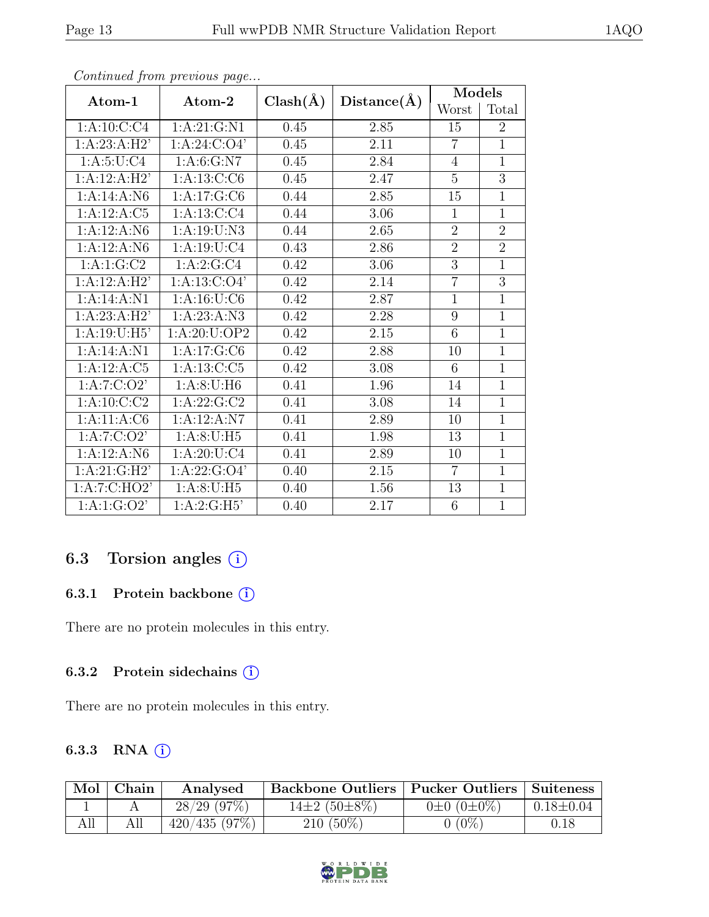*Continued from previous page...*

| Atom-1 | Atom-2 | Clash(Å) | Distance(Å) | Models | |
|---|---|---|---|---|---|
| | | | | Worst | Total |
| 1:A:10:C:C4 | 1:A:21:G:N1 | 0.45 | 2.85 | 15 | 2 |
| 1:A:23:A:H2' | 1:A:24:C:O4' | 0.45 | 2.11 | 7 | 1 |
| 1:A:5:U:C4 | 1:A:6:G:N7 | 0.45 | 2.84 | 4 | 1 |
| 1:A:12:A:H2' | 1:A:13:C:C6 | 0.45 | 2.47 | 5 | 3 |
| 1:A:14:A:N6 | 1:A:17:G:C6 | 0.44 | 2.85 | 15 | 1 |
| 1:A:12:A:C5 | 1:A:13:C:C4 | 0.44 | 3.06 | 1 | 1 |
| 1:A:12:A:N6 | 1:A:19:U:N3 | 0.44 | 2.65 | 2 | 2 |
| 1:A:12:A:N6 | 1:A:19:U:C4 | 0.43 | 2.86 | 2 | 2 |
| 1:A:1:G:C2 | 1:A:2:G:C4 | 0.42 | 3.06 | 3 | 1 |
| 1:A:12:A:H2' | 1:A:13:C:O4' | 0.42 | 2.14 | 7 | 3 |
| 1:A:14:A:N1 | 1:A:16:U:C6 | 0.42 | 2.87 | 1 | 1 |
| 1:A:23:A:H2' | 1:A:23:A:N3 | 0.42 | 2.28 | 9 | 1 |
| 1:A:19:U:H5' | 1:A:20:U:OP2 | 0.42 | 2.15 | 6 | 1 |
| 1:A:14:A:N1 | 1:A:17:G:C6 | 0.42 | 2.88 | 10 | 1 |
| 1:A:12:A:C5 | 1:A:13:C:C5 | 0.42 | 3.08 | 6 | 1 |
| 1:A:7:C:O2' | 1:A:8:U:H6 | 0.41 | 1.96 | 14 | 1 |
| 1:A:10:C:C2 | 1:A:22:G:C2 | 0.41 | 3.08 | 14 | 1 |
| 1:A:11:A:C6 | 1:A:12:A:N7 | 0.41 | 2.89 | 10 | 1 |
| 1:A:7:C:O2' | 1:A:8:U:H5 | 0.41 | 1.98 | 13 | 1 |
| 1:A:12:A:N6 | 1:A:20:U:C4 | 0.41 | 2.89 | 10 | 1 |
| 1:A:21:G:H2' | 1:A:22:G:O4' | 0.40 | 2.15 | 7 | 1 |
| 1:A:7:C:HO2' | 1:A:8:U:H5 | 0.40 | 1.56 | 13 | 1 |
| 1:A:1:G:O2' | 1:A:2:G:H5' | 0.40 | 2.17 | 6 | 1 |

## 6.3 Torsion angles

### 6.3.1 Protein backbone

There are no protein molecules in this entry.

### 6.3.2 Protein sidechains

There are no protein molecules in this entry.

### 6.3.3 RNA

| Mol | Chain | Analysed | Backbone Outliers | Pucker Outliers | Suiteness |
|---|---|---|---|---|---|
| 1 | A | 28/29 (97%) | 14±2 (50±8%) | 0±0 (0±0%) | 0.18±0.04 |
| All | All | 420/435 (97%) | 210 (50%) | 0 (0%) | 0.18 |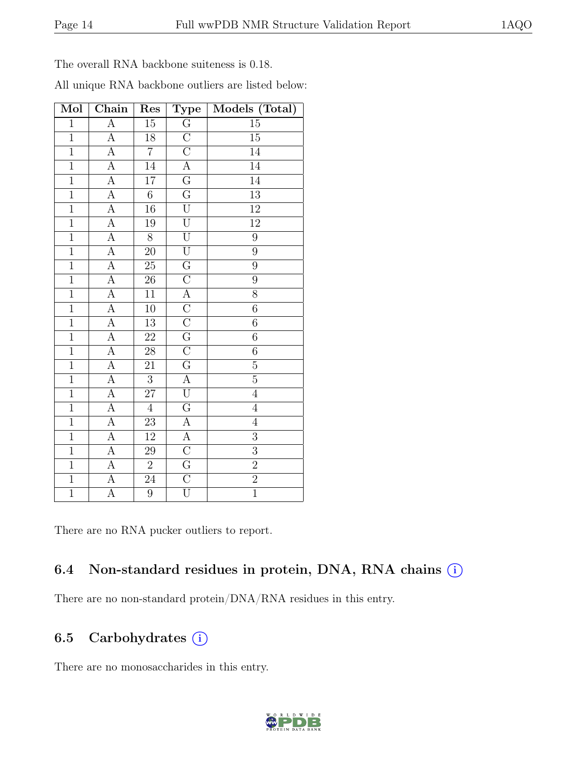The overall RNA backbone suiteness is 0.18.

All unique RNA backbone outliers are listed below:

| Mol | Chain | Res | Type | Models (Total) |
|---|---|---|---|---|
| 1 | A | 15 | G | 15 |
| 1 | A | 18 | C | 15 |
| 1 | A | 7 | C | 14 |
| 1 | A | 14 | A | 14 |
| 1 | A | 17 | G | 14 |
| 1 | A | 6 | G | 13 |
| 1 | A | 16 | U | 12 |
| 1 | A | 19 | U | 12 |
| 1 | A | 8 | U | 9 |
| 1 | A | 20 | U | 9 |
| 1 | A | 25 | G | 9 |
| 1 | A | 26 | C | 9 |
| 1 | A | 11 | A | 8 |
| 1 | A | 10 | C | 6 |
| 1 | A | 13 | C | 6 |
| 1 | A | 22 | G | 6 |
| 1 | A | 28 | C | 6 |
| 1 | A | 21 | G | 5 |
| 1 | A | 3 | A | 5 |
| 1 | A | 27 | U | 4 |
| 1 | A | 4 | G | 4 |
| 1 | A | 23 | A | 4 |
| 1 | A | 12 | A | 3 |
| 1 | A | 29 | C | 3 |
| 1 | A | 2 | G | 2 |
| 1 | A | 24 | C | 2 |
| 1 | A | 9 | U | 1 |

There are no RNA pucker outliers to report.

## 6.4 Non-standard residues in protein, DNA, RNA chains

There are no non-standard protein/DNA/RNA residues in this entry.

## 6.5 Carbohydrates

There are no monosaccharides in this entry.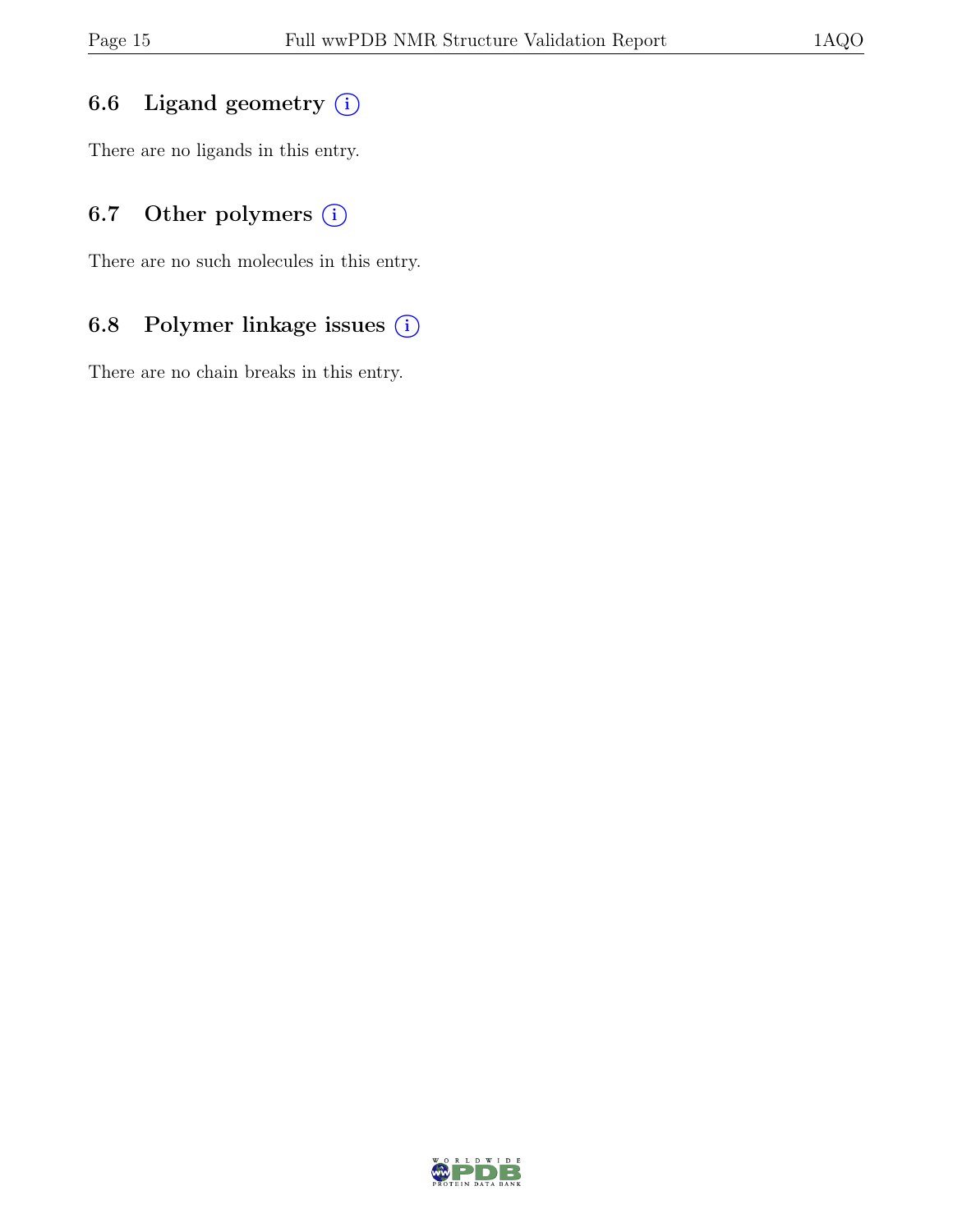### 6.6 Ligand geometry (i)

There are no ligands in this entry.

### 6.7 Other polymers (i)

There are no such molecules in this entry.

### 6.8 Polymer linkage issues (i)

There are no chain breaks in this entry.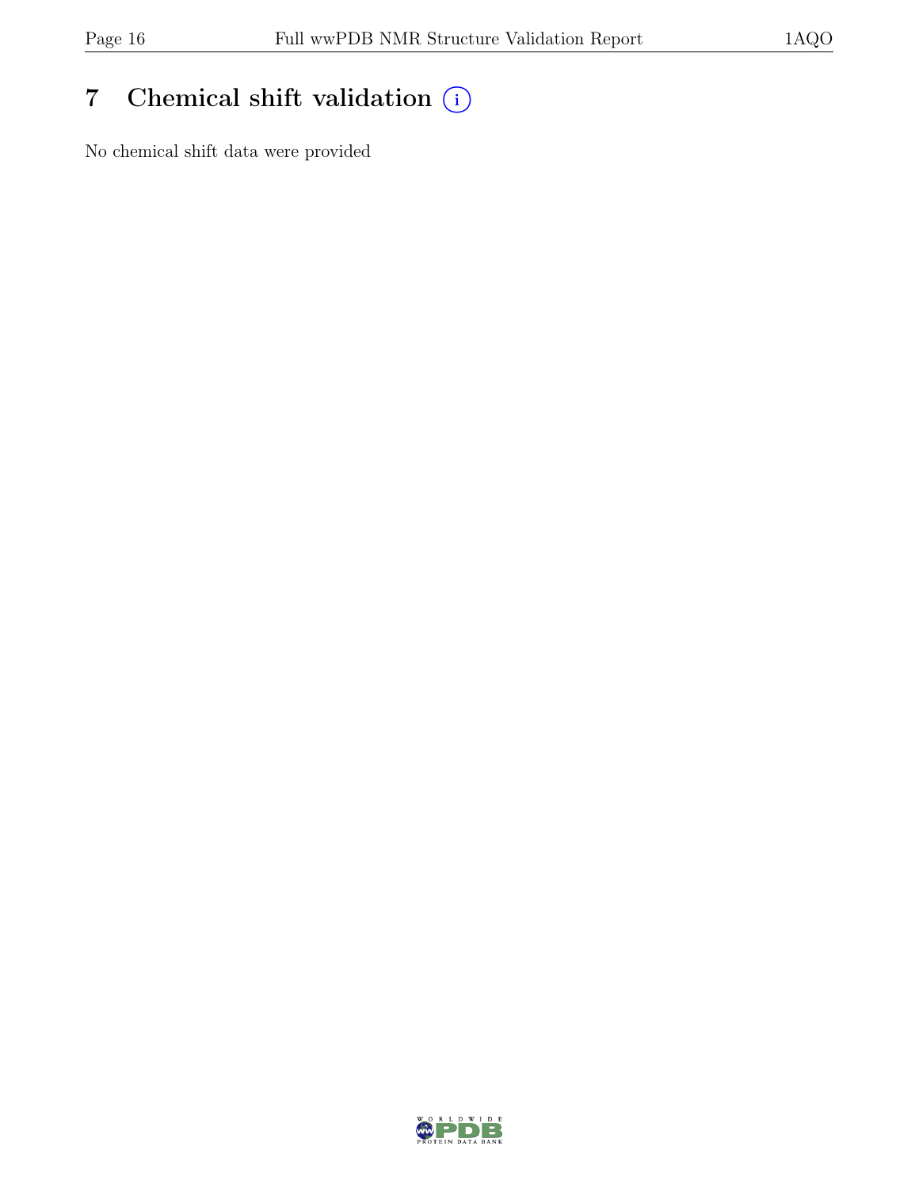# 7 Chemical shift validation

No chemical shift data were provided